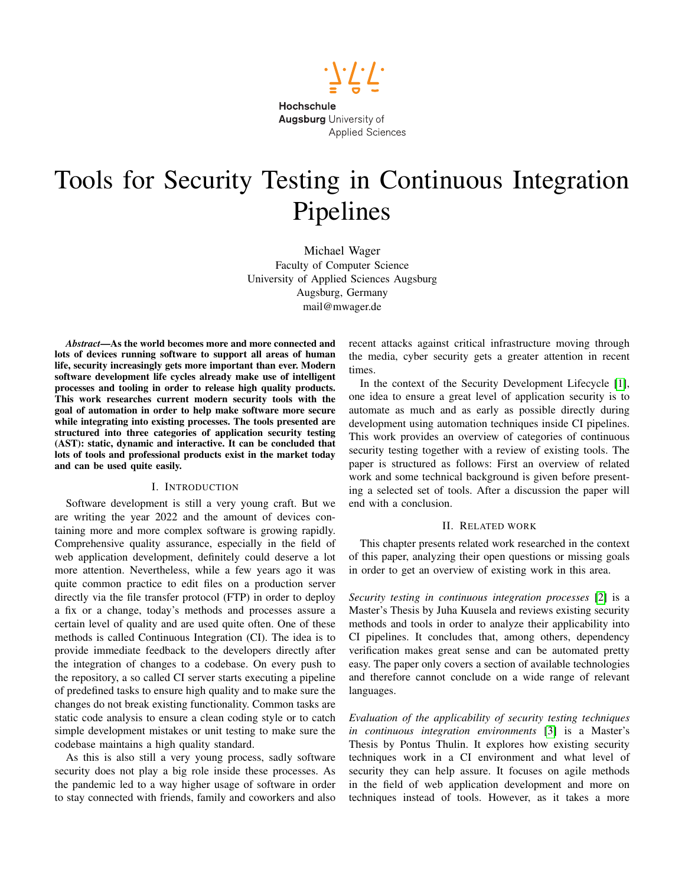Hochschule Augsburg University of Applied Sciences

# Tools for Security Testing in Continuous Integration Pipelines

Michael Wager
Faculty of Computer Science
University of Applied Sciences Augsburg
Augsburg, Germany
mail@mwager.de

***Abstract*—As the world becomes more and more connected and lots of devices running software to support all areas of human life, security increasingly gets more important than ever. Modern software development life cycles already make use of intelligent processes and tooling in order to release high quality products. This work researches current modern security tools with the goal of automation in order to help make software more secure while integrating into existing processes. The tools presented are structured into three categories of application security testing (AST): static, dynamic and interactive. It can be concluded that lots of tools and professional products exist in the market today and can be used quite easily.**

## I. Introduction

Software development is still a very young craft. But we are writing the year 2022 and the amount of devices containing more and more complex software is growing rapidly. Comprehensive quality assurance, especially in the field of web application development, definitely could deserve a lot more attention. Nevertheless, while a few years ago it was quite common practice to edit files on a production server directly via the file transfer protocol (FTP) in order to deploy a fix or a change, today's methods and processes assure a certain level of quality and are used quite often. One of these methods is called Continuous Integration (CI). The idea is to provide immediate feedback to the developers directly after the integration of changes to a codebase. On every push to the repository, a so called CI server starts executing a pipeline of predefined tasks to ensure high quality and to make sure the changes do not break existing functionality. Common tasks are static code analysis to ensure a clean coding style or to catch simple development mistakes or unit testing to make sure the codebase maintains a high quality standard.

As this is also still a very young process, sadly software security does not play a big role inside these processes. As the pandemic led to a way higher usage of software in order to stay connected with friends, family and coworkers and also recent attacks against critical infrastructure moving through the media, cyber security gets a greater attention in recent times.

In the context of the Security Development Lifecycle [1], one idea to ensure a great level of application security is to automate as much and as early as possible directly during development using automation techniques inside CI pipelines. This work provides an overview of categories of continuous security testing together with a review of existing tools. The paper is structured as follows: First an overview of related work and some technical background is given before presenting a selected set of tools. After a discussion the paper will end with a conclusion.

## II. Related work

This chapter presents related work researched in the context of this paper, analyzing their open questions or missing goals in order to get an overview of existing work in this area.

*Security testing in continuous integration processes* [2] is a Master's Thesis by Juha Kuusela and reviews existing security methods and tools in order to analyze their applicability into CI pipelines. It concludes that, among others, dependency verification makes great sense and can be automated pretty easy. The paper only covers a section of available technologies and therefore cannot conclude on a wide range of relevant languages.

*Evaluation of the applicability of security testing techniques in continuous integration environments* [3] is a Master's Thesis by Pontus Thulin. It explores how existing security techniques work in a CI environment and what level of security they can help assure. It focuses on agile methods in the field of web application development and more on techniques instead of tools. However, as it takes a more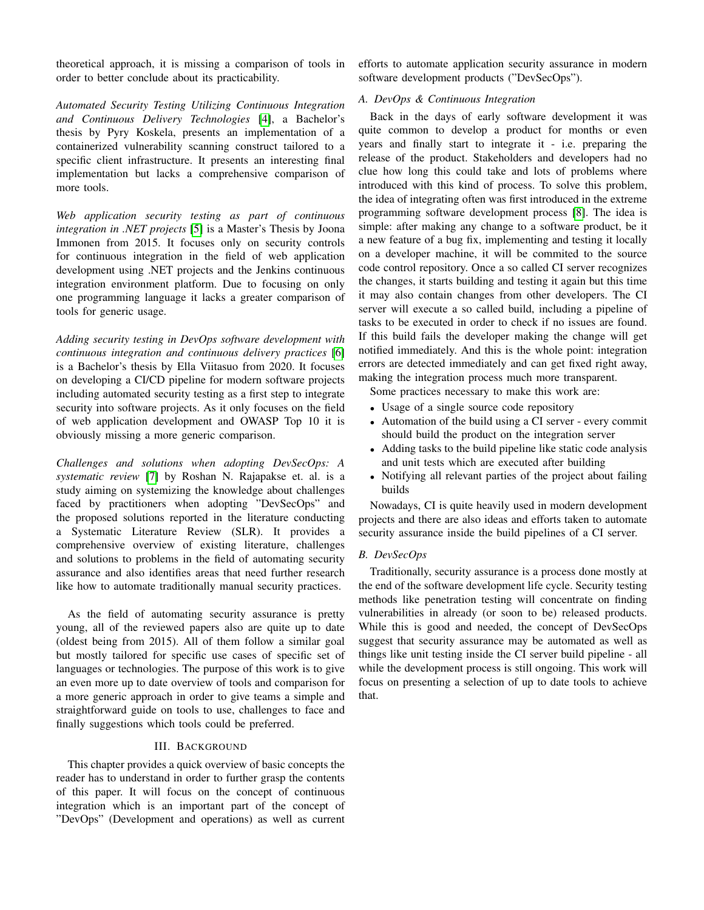theoretical approach, it is missing a comparison of tools in order to better conclude about its practicability.

*Automated Security Testing Utilizing Continuous Integration and Continuous Delivery Technologies* [4], a Bachelor's thesis by Pyry Koskela, presents an implementation of a containerized vulnerability scanning construct tailored to a specific client infrastructure. It presents an interesting final implementation but lacks a comprehensive comparison of more tools.

*Web application security testing as part of continuous integration in .NET projects* [5] is a Master's Thesis by Joona Immonen from 2015. It focuses only on security controls for continuous integration in the field of web application development using .NET projects and the Jenkins continuous integration environment platform. Due to focusing on only one programming language it lacks a greater comparison of tools for generic usage.

*Adding security testing in DevOps software development with continuous integration and continuous delivery practices* [6] is a Bachelor's thesis by Ella Viitasuo from 2020. It focuses on developing a CI/CD pipeline for modern software projects including automated security testing as a first step to integrate security into software projects. As it only focuses on the field of web application development and OWASP Top 10 it is obviously missing a more generic comparison.

*Challenges and solutions when adopting DevSecOps: A systematic review* [7] by Roshan N. Rajapakse et. al. is a study aiming on systemizing the knowledge about challenges faced by practitioners when adopting "DevSecOps" and the proposed solutions reported in the literature conducting a Systematic Literature Review (SLR). It provides a comprehensive overview of existing literature, challenges and solutions to problems in the field of automating security assurance and also identifies areas that need further research like how to automate traditionally manual security practices.

As the field of automating security assurance is pretty young, all of the reviewed papers also are quite up to date (oldest being from 2015). All of them follow a similar goal but mostly tailored for specific use cases of specific set of languages or technologies. The purpose of this work is to give an even more up to date overview of tools and comparison for a more generic approach in order to give teams a simple and straightforward guide on tools to use, challenges to face and finally suggestions which tools could be preferred.

## III. Background

This chapter provides a quick overview of basic concepts the reader has to understand in order to further grasp the contents of this paper. It will focus on the concept of continuous integration which is an important part of the concept of "DevOps" (Development and operations) as well as current efforts to automate application security assurance in modern software development products ("DevSecOps").

### A. DevOps & Continuous Integration

Back in the days of early software development it was quite common to develop a product for months or even years and finally start to integrate it - i.e. preparing the release of the product. Stakeholders and developers had no clue how long this could take and lots of problems where introduced with this kind of process. To solve this problem, the idea of integrating often was first introduced in the extreme programming software development process [8]. The idea is simple: after making any change to a software product, be it a new feature of a bug fix, implementing and testing it locally on a developer machine, it will be commited to the source code control repository. Once a so called CI server recognizes the changes, it starts building and testing it again but this time it may also contain changes from other developers. The CI server will execute a so called build, including a pipeline of tasks to be executed in order to check if no issues are found. If this build fails the developer making the change will get notified immediately. And this is the whole point: integration errors are detected immediately and can get fixed right away, making the integration process much more transparent.

Some practices necessary to make this work are:

- Usage of a single source code repository
- Automation of the build using a CI server - every commit should build the product on the integration server
- Adding tasks to the build pipeline like static code analysis and unit tests which are executed after building
- Notifying all relevant parties of the project about failing builds

Nowadays, CI is quite heavily used in modern development projects and there are also ideas and efforts taken to automate security assurance inside the build pipelines of a CI server.

### B. DevSecOps

Traditionally, security assurance is a process done mostly at the end of the software development life cycle. Security testing methods like penetration testing will concentrate on finding vulnerabilities in already (or soon to be) released products. While this is good and needed, the concept of DevSecOps suggest that security assurance may be automated as well as things like unit testing inside the CI server build pipeline - all while the development process is still ongoing. This work will focus on presenting a selection of up to date tools to achieve that.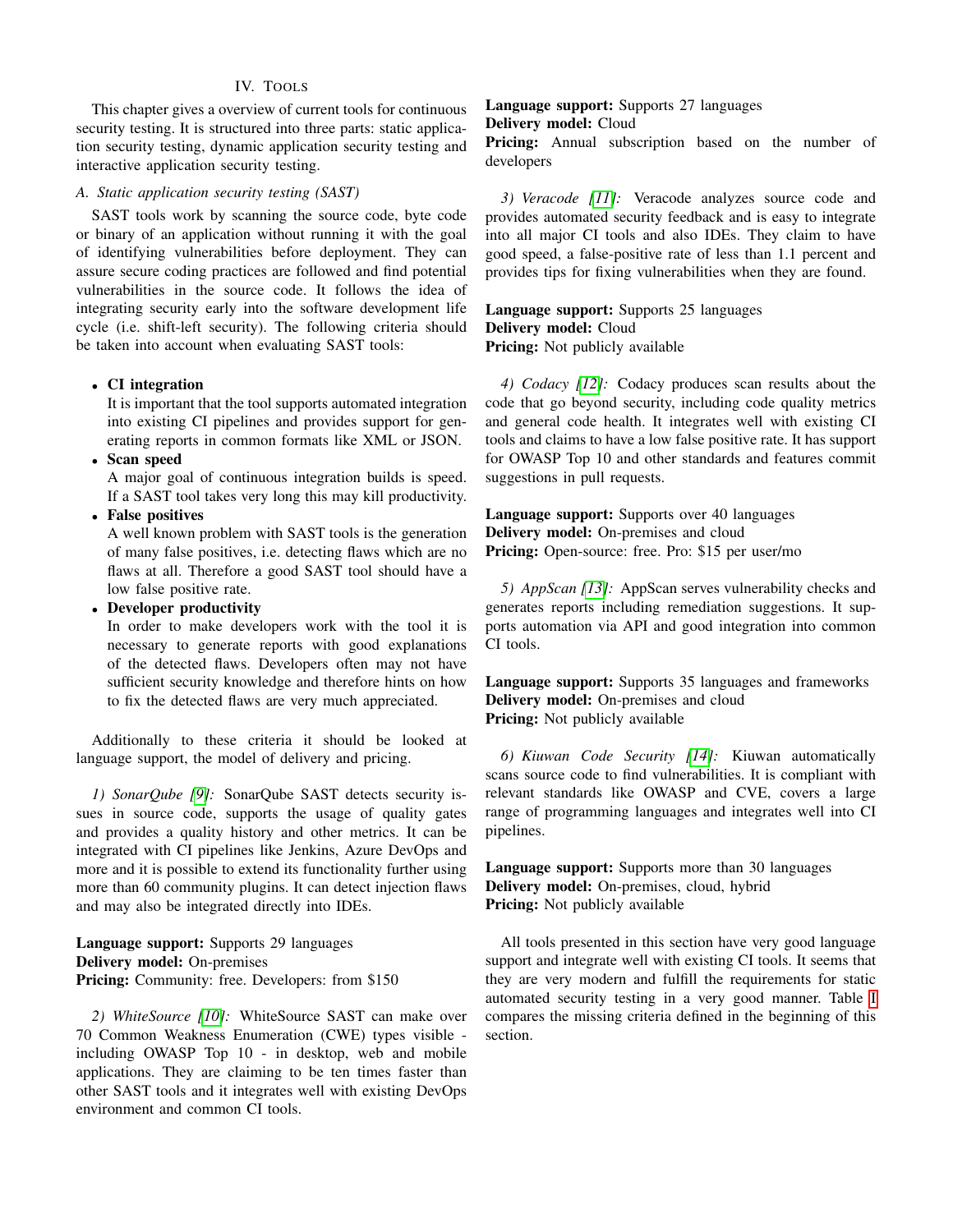## IV. Tools

This chapter gives a overview of current tools for continuous security testing. It is structured into three parts: static application security testing, dynamic application security testing and interactive application security testing.

### A. Static application security testing (SAST)

SAST tools work by scanning the source code, byte code or binary of an application without running it with the goal of identifying vulnerabilities before deployment. They can assure secure coding practices are followed and find potential vulnerabilities in the source code. It follows the idea of integrating security early into the software development life cycle (i.e. shift-left security). The following criteria should be taken into account when evaluating SAST tools:

- **CI integration**
  It is important that the tool supports automated integration into existing CI pipelines and provides support for generating reports in common formats like XML or JSON.
- **Scan speed**
  A major goal of continuous integration builds is speed. If a SAST tool takes very long this may kill productivity.
- **False positives**
  A well known problem with SAST tools is the generation of many false positives, i.e. detecting flaws which are no flaws at all. Therefore a good SAST tool should have a low false positive rate.
- **Developer productivity**
  In order to make developers work with the tool it is necessary to generate reports with good explanations of the detected flaws. Developers often may not have sufficient security knowledge and therefore hints on how to fix the detected flaws are very much appreciated.

Additionally to these criteria it should be looked at language support, the model of delivery and pricing.

*1) SonarQube [9]:* SonarQube SAST detects security issues in source code, supports the usage of quality gates and provides a quality history and other metrics. It can be integrated with CI pipelines like Jenkins, Azure DevOps and more and it is possible to extend its functionality further using more than 60 community plugins. It can detect injection flaws and may also be integrated directly into IDEs.

**Language support:** Supports 29 languages
**Delivery model:** On-premises
**Pricing:** Community: free. Developers: from $150

*2) WhiteSource [10]:* WhiteSource SAST can make over 70 Common Weakness Enumeration (CWE) types visible - including OWASP Top 10 - in desktop, web and mobile applications. They are claiming to be ten times faster than other SAST tools and it integrates well with existing DevOps environment and common CI tools.

**Language support:** Supports 27 languages
**Delivery model:** Cloud
**Pricing:** Annual subscription based on the number of developers

*3) Veracode [11]:* Veracode analyzes source code and provides automated security feedback and is easy to integrate into all major CI tools and also IDEs. They claim to have good speed, a false-positive rate of less than 1.1 percent and provides tips for fixing vulnerabilities when they are found.

**Language support:** Supports 25 languages
**Delivery model:** Cloud
**Pricing:** Not publicly available

*4) Codacy [12]:* Codacy produces scan results about the code that go beyond security, including code quality metrics and general code health. It integrates well with existing CI tools and claims to have a low false positive rate. It has support for OWASP Top 10 and other standards and features commit suggestions in pull requests.

**Language support:** Supports over 40 languages
**Delivery model:** On-premises and cloud
**Pricing:** Open-source: free. Pro: $15 per user/mo

*5) AppScan [13]:* AppScan serves vulnerability checks and generates reports including remediation suggestions. It supports automation via API and good integration into common CI tools.

**Language support:** Supports 35 languages and frameworks
**Delivery model:** On-premises and cloud
**Pricing:** Not publicly available

*6) Kiuwan Code Security [14]:* Kiuwan automatically scans source code to find vulnerabilities. It is compliant with relevant standards like OWASP and CVE, covers a large range of programming languages and integrates well into CI pipelines.

**Language support:** Supports more than 30 languages
**Delivery model:** On-premises, cloud, hybrid
**Pricing:** Not publicly available

All tools presented in this section have very good language support and integrate well with existing CI tools. It seems that they are very modern and fulfill the requirements for static automated security testing in a very good manner. Table I compares the missing criteria defined in the beginning of this section.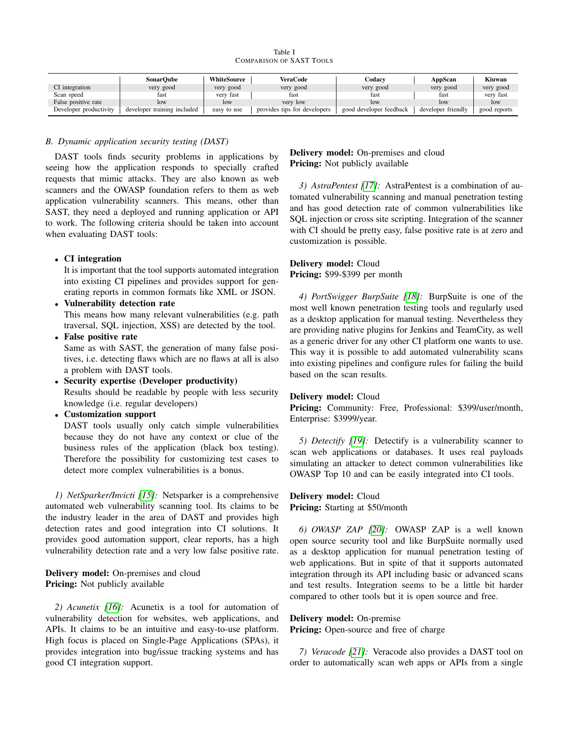Table I
COMPARISON OF SAST TOOLS

| | SonarQube | WhiteSource | VeraCode | Codacy | AppScan | Kiuwan |
|---|---|---|---|---|---|---|
| CI integration | very good | very good | very good | very good | very good | very good |
| Scan speed | fast | very fast | fast | fast | fast | very fast |
| False positive rate | low | low | very low | low | low | low |
| Developer productivity | developer training included | easy to use | provides tips for developers | good developer feedback | developer friendly | good reports |

### *B. Dynamic application security testing (DAST)*

DAST tools finds security problems in applications by seeing how the application responds to specially crafted requests that mimic attacks. They are also known as web scanners and the OWASP foundation refers to them as web application vulnerability scanners. This means, other than SAST, they need a deployed and running application or API to work. The following criteria should be taken into account when evaluating DAST tools:

- **CI integration**
  It is important that the tool supports automated integration into existing CI pipelines and provides support for generating reports in common formats like XML or JSON.
- **Vulnerability detection rate**
  This means how many relevant vulnerabilities (e.g. path traversal, SQL injection, XSS) are detected by the tool.
- **False positive rate**
  Same as with SAST, the generation of many false positives, i.e. detecting flaws which are no flaws at all is also a problem with DAST tools.
- **Security expertise (Developer productivity)**
  Results should be readable by people with less security knowledge (i.e. regular developers)
- **Customization support**
  DAST tools usually only catch simple vulnerabilities because they do not have any context or clue of the business rules of the application (black box testing). Therefore the possibility for customizing test cases to detect more complex vulnerabilities is a bonus.

*1) NetSparker/Invicti [15]:* Netsparker is a comprehensive automated web vulnerability scanning tool. Its claims to be the industry leader in the area of DAST and provides high detection rates and good integration into CI solutions. It provides good automation support, clear reports, has a high vulnerability detection rate and a very low false positive rate.

**Delivery model:** On-premises and cloud
**Pricing:** Not publicly available

*2) Acunetix [16]:* Acunetix is a tool for automation of vulnerability detection for websites, web applications, and APIs. It claims to be an intuitive and easy-to-use platform. High focus is placed on Single-Page Applications (SPAs), it provides integration into bug/issue tracking systems and has good CI integration support.

**Delivery model:** On-premises and cloud
**Pricing:** Not publicly available

*3) AstraPentest [17]:* AstraPentest is a combination of automated vulnerability scanning and manual penetration testing and has good detection rate of common vulnerabilities like SQL injection or cross site scripting. Integration of the scanner with CI should be pretty easy, false positive rate is at zero and customization is possible.

**Delivery model:** Cloud
**Pricing:** $99-$399 per month

*4) PortSwigger BurpSuite [18]:* BurpSuite is one of the most well known penetration testing tools and regularly used as a desktop application for manual testing. Nevertheless they are providing native plugins for Jenkins and TeamCity, as well as a generic driver for any other CI platform one wants to use. This way it is possible to add automated vulnerability scans into existing pipelines and configure rules for failing the build based on the scan results.

**Delivery model:** Cloud
**Pricing:** Community: Free, Professional: $399/user/month, Enterprise: $3999/year.

*5) Detectify [19]:* Detectify is a vulnerability scanner to scan web applications or databases. It uses real payloads simulating an attacker to detect common vulnerabilities like OWASP Top 10 and can be easily integrated into CI tools.

**Delivery model:** Cloud
**Pricing:** Starting at $50/month

*6) OWASP ZAP [20]:* OWASP ZAP is a well known open source security tool and like BurpSuite normally used as a desktop application for manual penetration testing of web applications. But in spite of that it supports automated integration through its API including basic or advanced scans and test results. Integration seems to be a little bit harder compared to other tools but it is open source and free.

**Delivery model:** On-premise
**Pricing:** Open-source and free of charge

*7) Veracode [21]:* Veracode also provides a DAST tool on order to automatically scan web apps or APIs from a single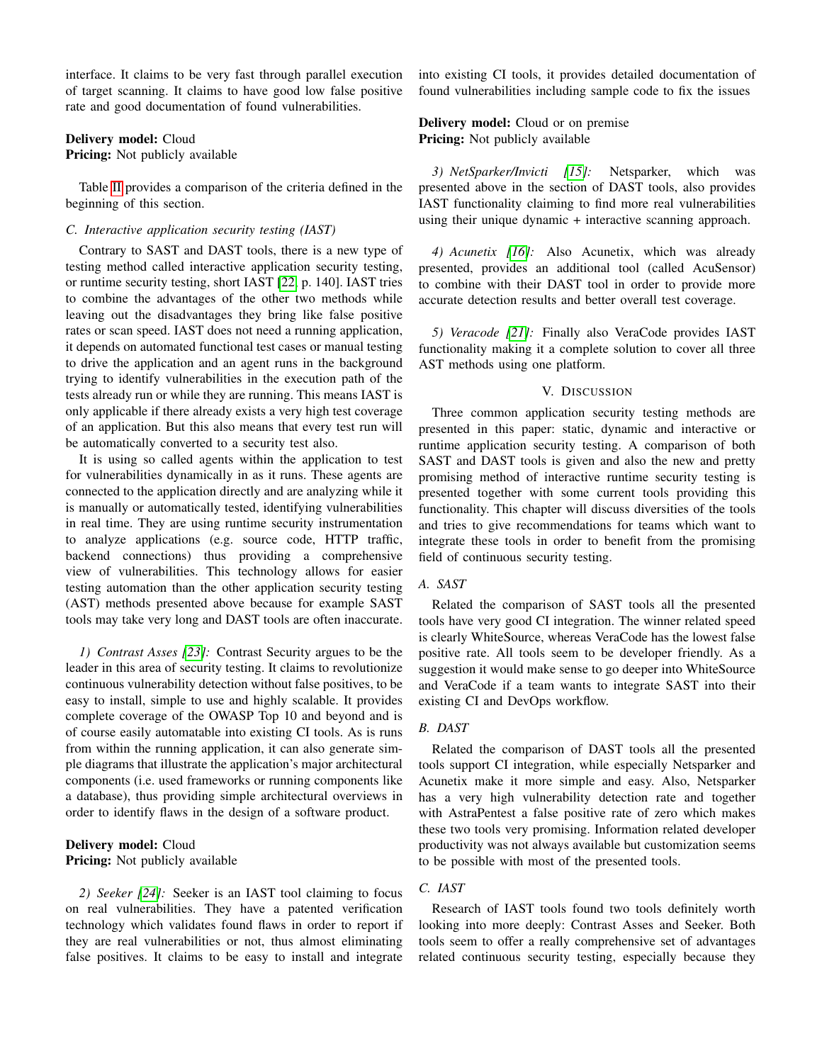interface. It claims to be very fast through parallel execution of target scanning. It claims to have good low false positive rate and good documentation of found vulnerabilities.

**Delivery model:** Cloud
**Pricing:** Not publicly available

Table II provides a comparison of the criteria defined in the beginning of this section.

### C. Interactive application security testing (IAST)

Contrary to SAST and DAST tools, there is a new type of testing method called interactive application security testing, or runtime security testing, short IAST [22, p. 140]. IAST tries to combine the advantages of the other two methods while leaving out the disadvantages they bring like false positive rates or scan speed. IAST does not need a running application, it depends on automated functional test cases or manual testing to drive the application and an agent runs in the background trying to identify vulnerabilities in the execution path of the tests already run or while they are running. This means IAST is only applicable if there already exists a very high test coverage of an application. But this also means that every test run will be automatically converted to a security test also.

It is using so called agents within the application to test for vulnerabilities dynamically in as it runs. These agents are connected to the application directly and are analyzing while it is manually or automatically tested, identifying vulnerabilities in real time. They are using runtime security instrumentation to analyze applications (e.g. source code, HTTP traffic, backend connections) thus providing a comprehensive view of vulnerabilities. This technology allows for easier testing automation than the other application security testing (AST) methods presented above because for example SAST tools may take very long and DAST tools are often inaccurate.

*1) Contrast Asses [23]:* Contrast Security argues to be the leader in this area of security testing. It claims to revolutionize continuous vulnerability detection without false positives, to be easy to install, simple to use and highly scalable. It provides complete coverage of the OWASP Top 10 and beyond and is of course easily automatable into existing CI tools. As is runs from within the running application, it can also generate simple diagrams that illustrate the application's major architectural components (i.e. used frameworks or running components like a database), thus providing simple architectural overviews in order to identify flaws in the design of a software product.

**Delivery model:** Cloud
**Pricing:** Not publicly available

*2) Seeker [24]:* Seeker is an IAST tool claiming to focus on real vulnerabilities. They have a patented verification technology which validates found flaws in order to report if they are real vulnerabilities or not, thus almost eliminating false positives. It claims to be easy to install and integrate into existing CI tools, it provides detailed documentation of found vulnerabilities including sample code to fix the issues

**Delivery model:** Cloud or on premise
**Pricing:** Not publicly available

*3) NetSparker/Invicti [15]:* Netsparker, which was presented above in the section of DAST tools, also provides IAST functionality claiming to find more real vulnerabilities using their unique dynamic + interactive scanning approach.

*4) Acunetix [16]:* Also Acunetix, which was already presented, provides an additional tool (called AcuSensor) to combine with their DAST tool in order to provide more accurate detection results and better overall test coverage.

*5) Veracode [21]:* Finally also VeraCode provides IAST functionality making it a complete solution to cover all three AST methods using one platform.

## V. Discussion

Three common application security testing methods are presented in this paper: static, dynamic and interactive or runtime application security testing. A comparison of both SAST and DAST tools is given and also the new and pretty promising method of interactive runtime security testing is presented together with some current tools providing this functionality. This chapter will discuss diversities of the tools and tries to give recommendations for teams which want to integrate these tools in order to benefit from the promising field of continuous security testing.

### A. SAST

Related the comparison of SAST tools all the presented tools have very good CI integration. The winner related speed is clearly WhiteSource, whereas VeraCode has the lowest false positive rate. All tools seem to be developer friendly. As a suggestion it would make sense to go deeper into WhiteSource and VeraCode if a team wants to integrate SAST into their existing CI and DevOps workflow.

### B. DAST

Related the comparison of DAST tools all the presented tools support CI integration, while especially Netsparker and Acunetix make it more simple and easy. Also, Netsparker has a very high vulnerability detection rate and together with AstraPentest a false positive rate of zero which makes these two tools very promising. Information related developer productivity was not always available but customization seems to be possible with most of the presented tools.

### C. IAST

Research of IAST tools found two tools definitely worth looking into more deeply: Contrast Asses and Seeker. Both tools seem to offer a really comprehensive set of advantages related continuous security testing, especially because they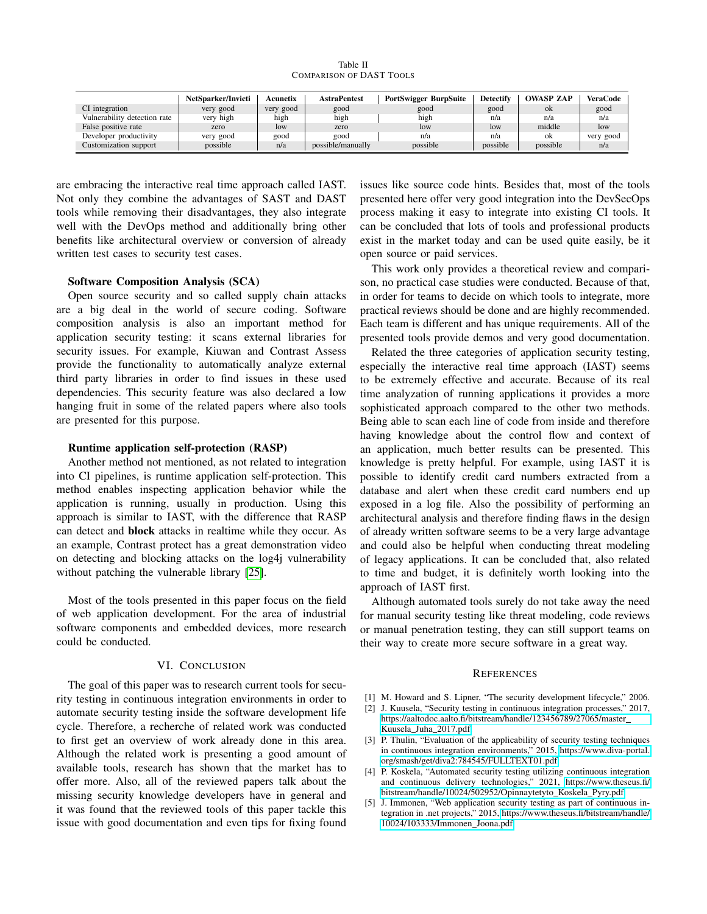Table II
COMPARISON OF DAST TOOLS

| | NetSparker/Invicti | Acunetix | AstraPentest | PortSwigger BurpSuite | Detectify | OWASP ZAP | VeraCode |
|---|---|---|---|---|---|---|---|
| CI integration | very good | very good | good | good | good | ok | good |
| Vulnerability detection rate | very high | high | high | high | n/a | n/a | n/a |
| False positive rate | zero | low | zero | low | low | middle | low |
| Developer productivity | very good | good | good | n/a | n/a | ok | very good |
| Customization support | possible | n/a | possible/manually | possible | possible | possible | n/a |

are embracing the interactive real time approach called IAST. Not only they combine the advantages of SAST and DAST tools while removing their disadvantages, they also integrate well with the DevOps method and additionally bring other benefits like architectural overview or conversion of already written test cases to security test cases.

**Software Composition Analysis (SCA)**

Open source security and so called supply chain attacks are a big deal in the world of secure coding. Software composition analysis is also an important method for application security testing: it scans external libraries for security issues. For example, Kiuwan and Contrast Assess provide the functionality to automatically analyze external third party libraries in order to find issues in these used dependencies. This security feature was also declared a low hanging fruit in some of the related papers where also tools are presented for this purpose.

**Runtime application self-protection (RASP)**

Another method not mentioned, as not related to integration into CI pipelines, is runtime application self-protection. This method enables inspecting application behavior while the application is running, usually in production. Using this approach is similar to IAST, with the difference that RASP can detect and **block** attacks in realtime while they occur. As an example, Contrast protect has a great demonstration video on detecting and blocking attacks on the log4j vulnerability without patching the vulnerable library [25].

Most of the tools presented in this paper focus on the field of web application development. For the area of industrial software components and embedded devices, more research could be conducted.

## VI. Conclusion

The goal of this paper was to research current tools for security testing in continuous integration environments in order to automate security testing inside the software development life cycle. Therefore, a recherche of related work was conducted to first get an overview of work already done in this area. Although the related work is presenting a good amount of available tools, research has shown that the market has to offer more. Also, all of the reviewed papers talk about the missing security knowledge developers have in general and it was found that the reviewed tools of this paper tackle this issue with good documentation and even tips for fixing found issues like source code hints. Besides that, most of the tools presented here offer very good integration into the DevSecOps process making it easy to integrate into existing CI tools. It can be concluded that lots of tools and professional products exist in the market today and can be used quite easily, be it open source or paid services.

This work only provides a theoretical review and comparison, no practical case studies were conducted. Because of that, in order for teams to decide on which tools to integrate, more practical reviews should be done and are highly recommended. Each team is different and has unique requirements. All of the presented tools provide demos and very good documentation.

Related the three categories of application security testing, especially the interactive real time approach (IAST) seems to be extremely effective and accurate. Because of its real time analyzation of running applications it provides a more sophisticated approach compared to the other two methods. Being able to scan each line of code from inside and therefore having knowledge about the control flow and context of an application, much better results can be presented. This knowledge is pretty helpful. For example, using IAST it is possible to identify credit card numbers extracted from a database and alert when these credit card numbers end up exposed in a log file. Also the possibility of performing an architectural analysis and therefore finding flaws in the design of already written software seems to be a very large advantage and could also be helpful when conducting threat modeling of legacy applications. It can be concluded that, also related to time and budget, it is definitely worth looking into the approach of IAST first.

Although automated tools surely do not take away the need for manual security testing like threat modeling, code reviews or manual penetration testing, they can still support teams on their way to create more secure software in a great way.

## References

[1] M. Howard and S. Lipner, "The security development lifecycle," 2006.

[2] J. Kuusela, "Security testing in continuous integration processes," 2017, https://aaltodoc.aalto.fi/bitstream/handle/123456789/27065/master_Kuusela_Juha_2017.pdf

[3] P. Thulin, "Evaluation of the applicability of security testing techniques in continuous integration environments," 2015, https://www.diva-portal.org/smash/get/diva2:784545/FULLTEXT01.pdf

[4] P. Koskela, "Automated security testing utilizing continuous integration and continuous delivery technologies," 2021, https://www.theseus.fi/bitstream/handle/10024/502952/Opinnaytetyto_Koskela_Pyry.pdf

[5] J. Immonen, "Web application security testing as part of continuous integration in .net projects," 2015, https://www.theseus.fi/bitstream/handle/10024/103333/Immonen_Joona.pdf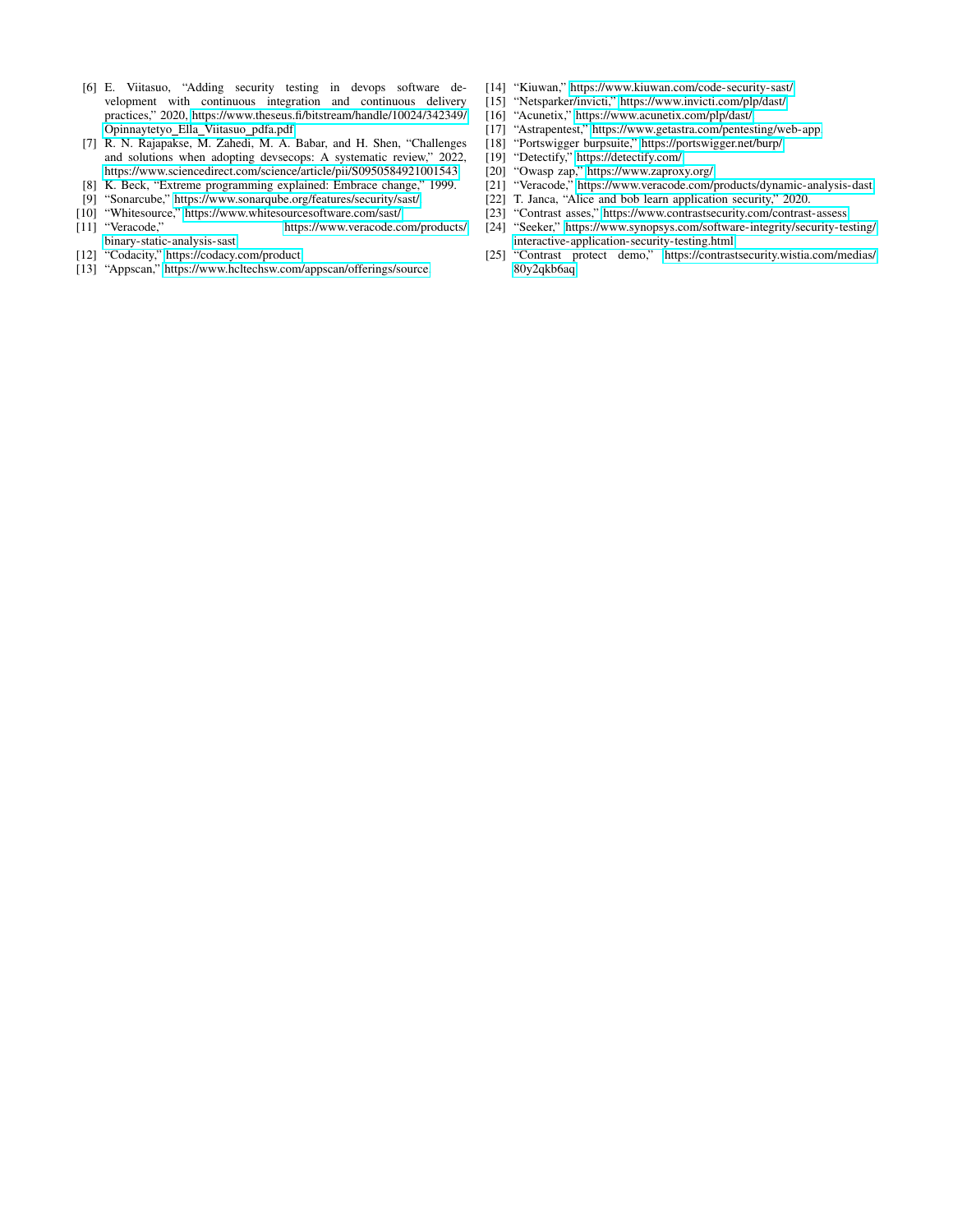[6] E. Viitasuo, "Adding security testing in devops software development with continuous integration and continuous delivery practices," 2020, https://www.theseus.fi/bitstream/handle/10024/342349/Opinnaytetyo_Ella_Viitasuo_pdfa.pdf

[7] R. N. Rajapakse, M. Zahedi, M. A. Babar, and H. Shen, "Challenges and solutions when adopting devsecops: A systematic review," 2022, https://www.sciencedirect.com/science/article/pii/S0950584921001543

[8] K. Beck, "Extreme programming explained: Embrace change," 1999.

[9] "Sonarcube," https://www.sonarqube.org/features/security/sast/

[10] "Whitesource," https://www.whitesourcesoftware.com/sast/

[11] "Veracode," https://www.veracode.com/products/binary-static-analysis-sast

[12] "Codacity," https://codacy.com/product

[13] "Appscan," https://www.hcltechsw.com/appscan/offerings/source

[14] "Kiuwan," https://www.kiuwan.com/code-security-sast/

[15] "Netsparker/invicti," https://www.invicti.com/plp/dast/

[16] "Acunetix," https://www.acunetix.com/plp/dast/

[17] "Astrapentest," https://www.getastra.com/pentesting/web-app

[18] "Portswigger burpsuite," https://portswigger.net/burp/

[19] "Detectify," https://detectify.com/

[20] "Owasp zap," https://www.zaproxy.org/

[21] "Veracode," https://www.veracode.com/products/dynamic-analysis-dast

[22] T. Janca, "Alice and bob learn application security," 2020.

[23] "Contrast asses," https://www.contrastsecurity.com/contrast-assess

[24] "Seeker," https://www.synopsys.com/software-integrity/security-testing/interactive-application-security-testing.html

[25] "Contrast protect demo," https://contrastsecurity.wistia.com/medias/80y2qkb6aq